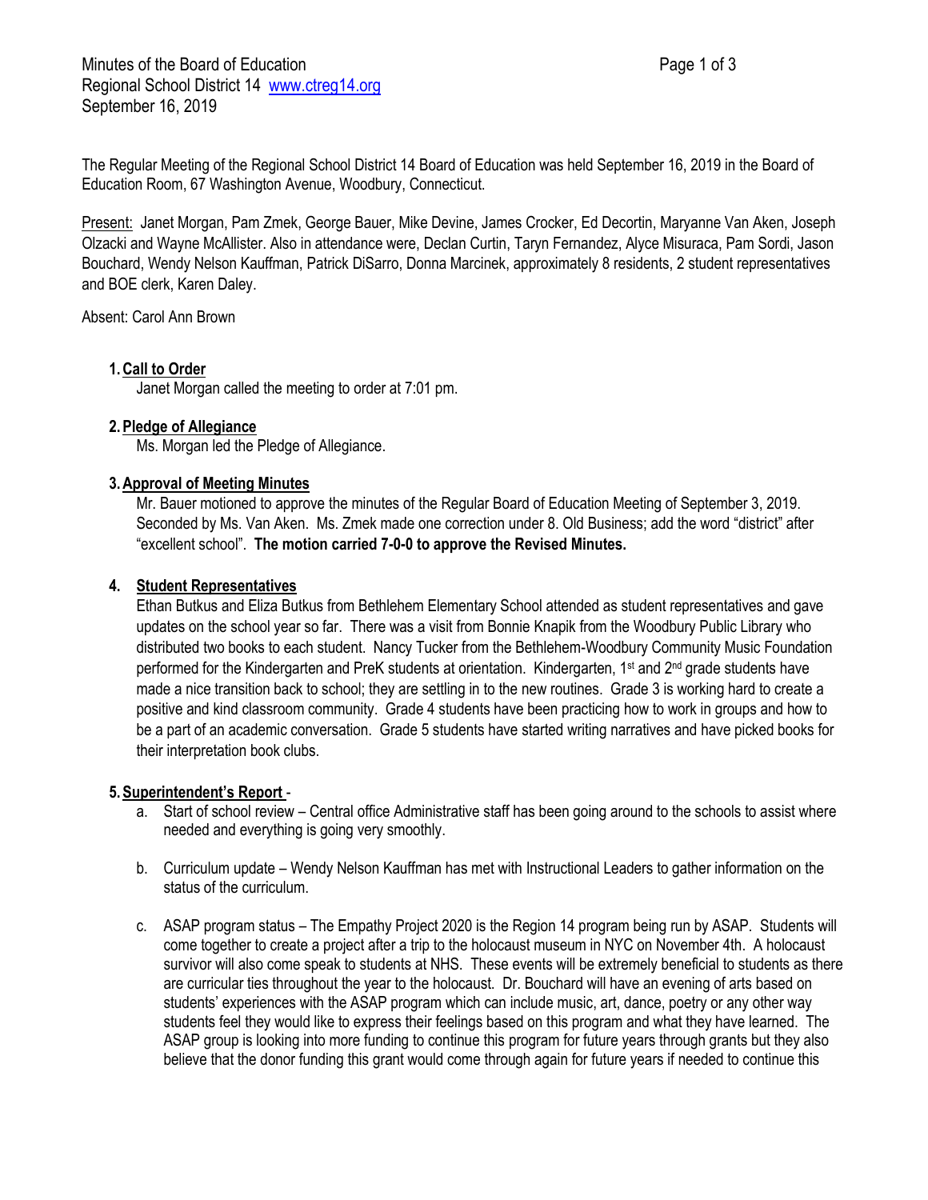Minutes of the Board of Education
Regional School District 14 www.ctreg14.org
September 16, 2019

The Regular Meeting of the Regional School District 14 Board of Education was held September 16, 2019 in the Board of Education Room, 67 Washington Avenue, Woodbury, Connecticut.

Present: Janet Morgan, Pam Zmek, George Bauer, Mike Devine, James Crocker, Ed Decortin, Maryanne Van Aken, Joseph Olzacki and Wayne McAllister. Also in attendance were, Declan Curtin, Taryn Fernandez, Alyce Misuraca, Pam Sordi, Jason Bouchard, Wendy Nelson Kauffman, Patrick DiSarro, Donna Marcinek, approximately 8 residents, 2 student representatives and BOE clerk, Karen Daley.

Absent: Carol Ann Brown

1. **Call to Order**
   Janet Morgan called the meeting to order at 7:01 pm.

2. **Pledge of Allegiance**
   Ms. Morgan led the Pledge of Allegiance.

3. **Approval of Meeting Minutes**
   Mr. Bauer motioned to approve the minutes of the Regular Board of Education Meeting of September 3, 2019. Seconded by Ms. Van Aken. Ms. Zmek made one correction under 8. Old Business; add the word "district" after "excellent school". **The motion carried 7-0-0 to approve the Revised Minutes.**

4. **Student Representatives**
   Ethan Butkus and Eliza Butkus from Bethlehem Elementary School attended as student representatives and gave updates on the school year so far. There was a visit from Bonnie Knapik from the Woodbury Public Library who distributed two books to each student. Nancy Tucker from the Bethlehem-Woodbury Community Music Foundation performed for the Kindergarten and PreK students at orientation. Kindergarten, 1st and 2nd grade students have made a nice transition back to school; they are settling in to the new routines. Grade 3 is working hard to create a positive and kind classroom community. Grade 4 students have been practicing how to work in groups and how to be a part of an academic conversation. Grade 5 students have started writing narratives and have picked books for their interpretation book clubs.

5. **Superintendent's Report** -
   a. Start of school review – Central office Administrative staff has been going around to the schools to assist where needed and everything is going very smoothly.

   b. Curriculum update – Wendy Nelson Kauffman has met with Instructional Leaders to gather information on the status of the curriculum.

   c. ASAP program status – The Empathy Project 2020 is the Region 14 program being run by ASAP. Students will come together to create a project after a trip to the holocaust museum in NYC on November 4th. A holocaust survivor will also come speak to students at NHS. These events will be extremely beneficial to students as there are curricular ties throughout the year to the holocaust. Dr. Bouchard will have an evening of arts based on students' experiences with the ASAP program which can include music, art, dance, poetry or any other way students feel they would like to express their feelings based on this program and what they have learned. The ASAP group is looking into more funding to continue this program for future years through grants but they also believe that the donor funding this grant would come through again for future years if needed to continue this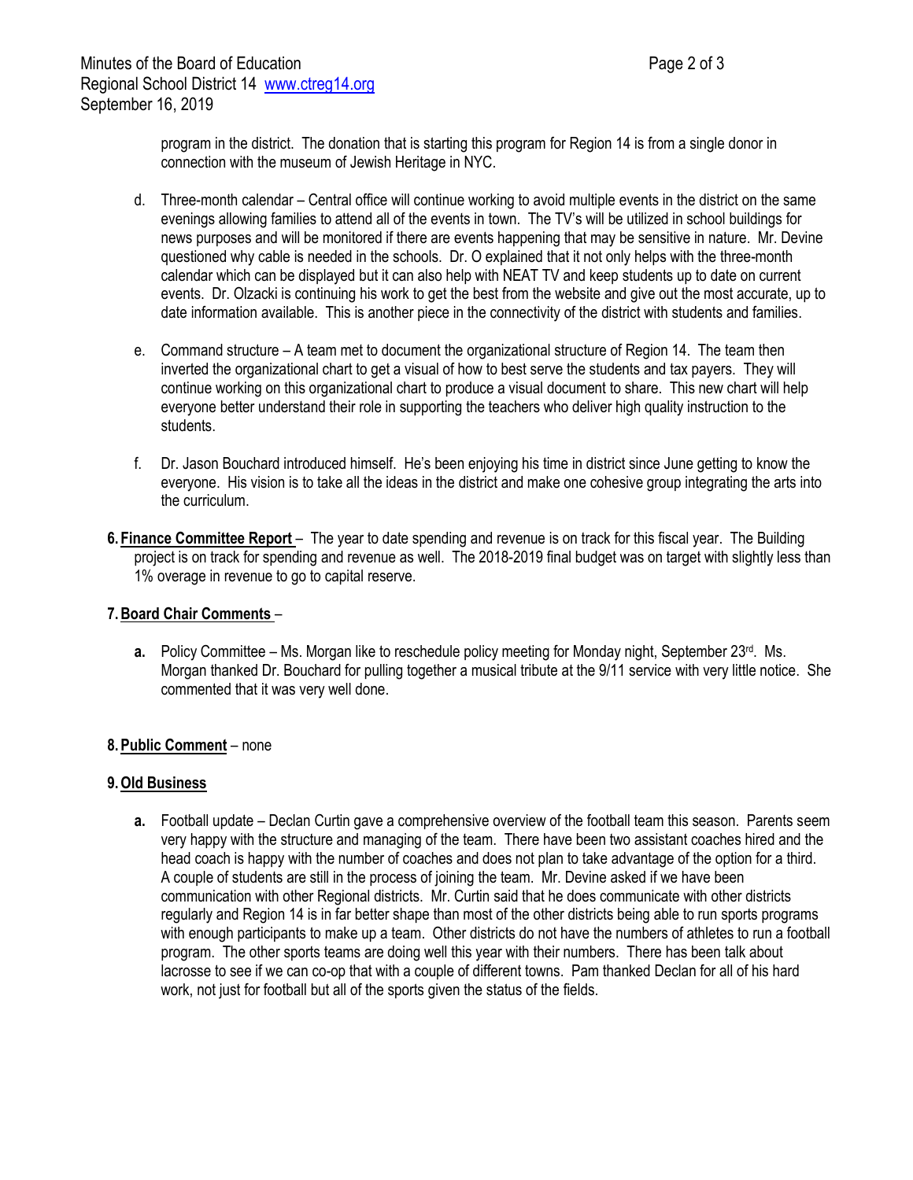program in the district. The donation that is starting this program for Region 14 is from a single donor in connection with the museum of Jewish Heritage in NYC.

d. Three-month calendar – Central office will continue working to avoid multiple events in the district on the same evenings allowing families to attend all of the events in town. The TV's will be utilized in school buildings for news purposes and will be monitored if there are events happening that may be sensitive in nature. Mr. Devine questioned why cable is needed in the schools. Dr. O explained that it not only helps with the three-month calendar which can be displayed but it can also help with NEAT TV and keep students up to date on current events. Dr. Olzacki is continuing his work to get the best from the website and give out the most accurate, up to date information available. This is another piece in the connectivity of the district with students and families.

e. Command structure – A team met to document the organizational structure of Region 14. The team then inverted the organizational chart to get a visual of how to best serve the students and tax payers. They will continue working on this organizational chart to produce a visual document to share. This new chart will help everyone better understand their role in supporting the teachers who deliver high quality instruction to the students.

f. Dr. Jason Bouchard introduced himself. He's been enjoying his time in district since June getting to know the everyone. His vision is to take all the ideas in the district and make one cohesive group integrating the arts into the curriculum.

**6. Finance Committee Report** – The year to date spending and revenue is on track for this fiscal year. The Building project is on track for spending and revenue as well. The 2018-2019 final budget was on target with slightly less than 1% overage in revenue to go to capital reserve.

**7. Board Chair Comments** –

**a.** Policy Committee – Ms. Morgan like to reschedule policy meeting for Monday night, September 23rd. Ms. Morgan thanked Dr. Bouchard for pulling together a musical tribute at the 9/11 service with very little notice. She commented that it was very well done.

**8. Public Comment** – none

**9. Old Business**

**a.** Football update – Declan Curtin gave a comprehensive overview of the football team this season. Parents seem very happy with the structure and managing of the team. There have been two assistant coaches hired and the head coach is happy with the number of coaches and does not plan to take advantage of the option for a third. A couple of students are still in the process of joining the team. Mr. Devine asked if we have been communication with other Regional districts. Mr. Curtin said that he does communicate with other districts regularly and Region 14 is in far better shape than most of the other districts being able to run sports programs with enough participants to make up a team. Other districts do not have the numbers of athletes to run a football program. The other sports teams are doing well this year with their numbers. There has been talk about lacrosse to see if we can co-op that with a couple of different towns. Pam thanked Declan for all of his hard work, not just for football but all of the sports given the status of the fields.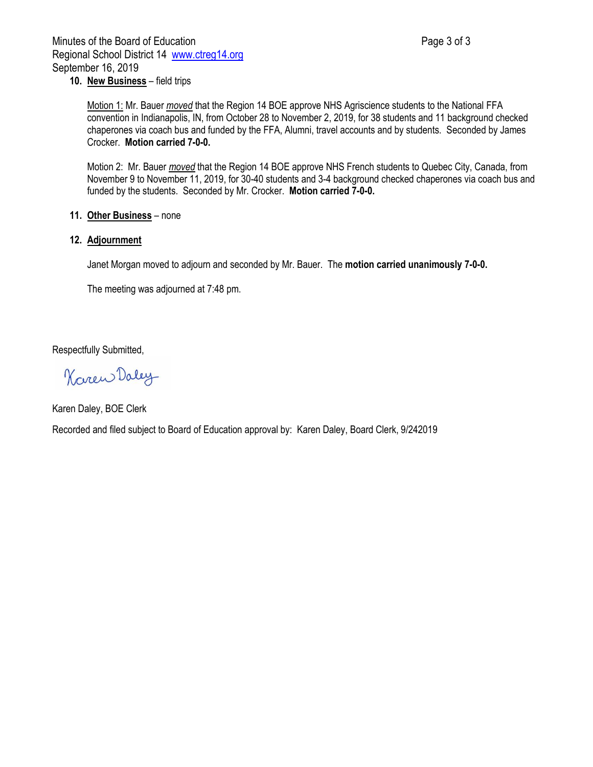10. **New Business** – field trips

    Motion 1: Mr. Bauer *moved* that the Region 14 BOE approve NHS Agriscience students to the National FFA convention in Indianapolis, IN, from October 28 to November 2, 2019, for 38 students and 11 background checked chaperones via coach bus and funded by the FFA, Alumni, travel accounts and by students. Seconded by James Crocker. **Motion carried 7-0-0.**

    Motion 2: Mr. Bauer *moved* that the Region 14 BOE approve NHS French students to Quebec City, Canada, from November 9 to November 11, 2019, for 30-40 students and 3-4 background checked chaperones via coach bus and funded by the students. Seconded by Mr. Crocker. **Motion carried 7-0-0.**

11. **Other Business** – none

12. **Adjournment**

    Janet Morgan moved to adjourn and seconded by Mr. Bauer. The **motion carried unanimously 7-0-0.**

    The meeting was adjourned at 7:48 pm.

Respectfully Submitted,

Karen Daley

Karen Daley, BOE Clerk

Recorded and filed subject to Board of Education approval by: Karen Daley, Board Clerk, 9/242019